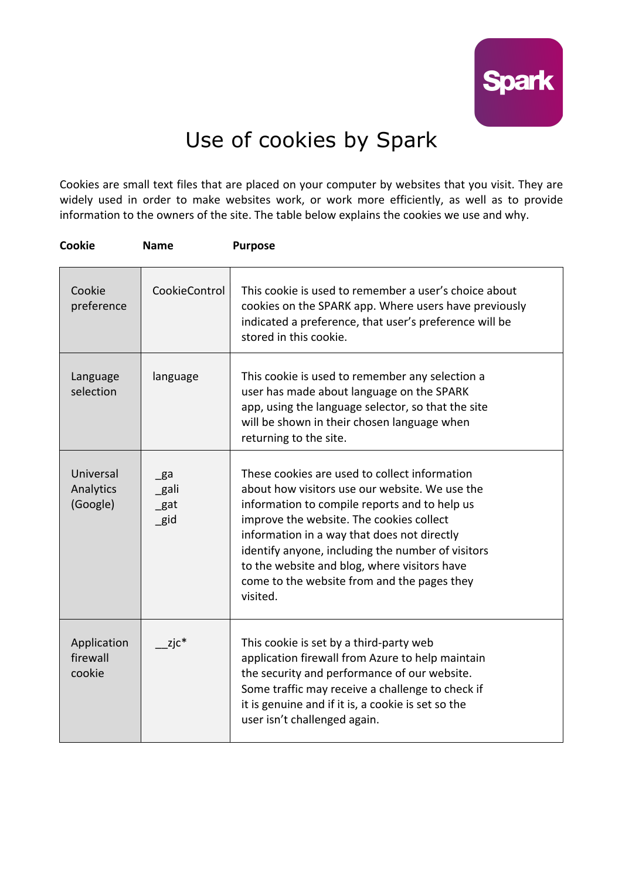# Use of cookies by Spark

Cookies are small text files that are placed on your computer by websites that you visit. They are widely used in order to make websites work, or work more efficiently, as well as to provide information to the owners of the site. The table below explains the cookies we use and why.

| Cookie | Name | Purpose |
|---|---|---|
| Cookie preference | CookieControl | This cookie is used to remember a user's choice about cookies on the SPARK app. Where users have previously indicated a preference, that user's preference will be stored in this cookie. |
| Language selection | language | This cookie is used to remember any selection a user has made about language on the SPARK app, using the language selector, so that the site will be shown in their chosen language when returning to the site. |
| Universal Analytics (Google) | _ga<br>_gali<br>_gat<br>_gid | These cookies are used to collect information about how visitors use our website. We use the information to compile reports and to help us improve the website. The cookies collect information in a way that does not directly identify anyone, including the number of visitors to the website and blog, where visitors have come to the website from and the pages they visited. |
| Application firewall cookie | __zjc* | This cookie is set by a third-party web application firewall from Azure to help maintain the security and performance of our website. Some traffic may receive a challenge to check if it is genuine and if it is, a cookie is set so the user isn't challenged again. |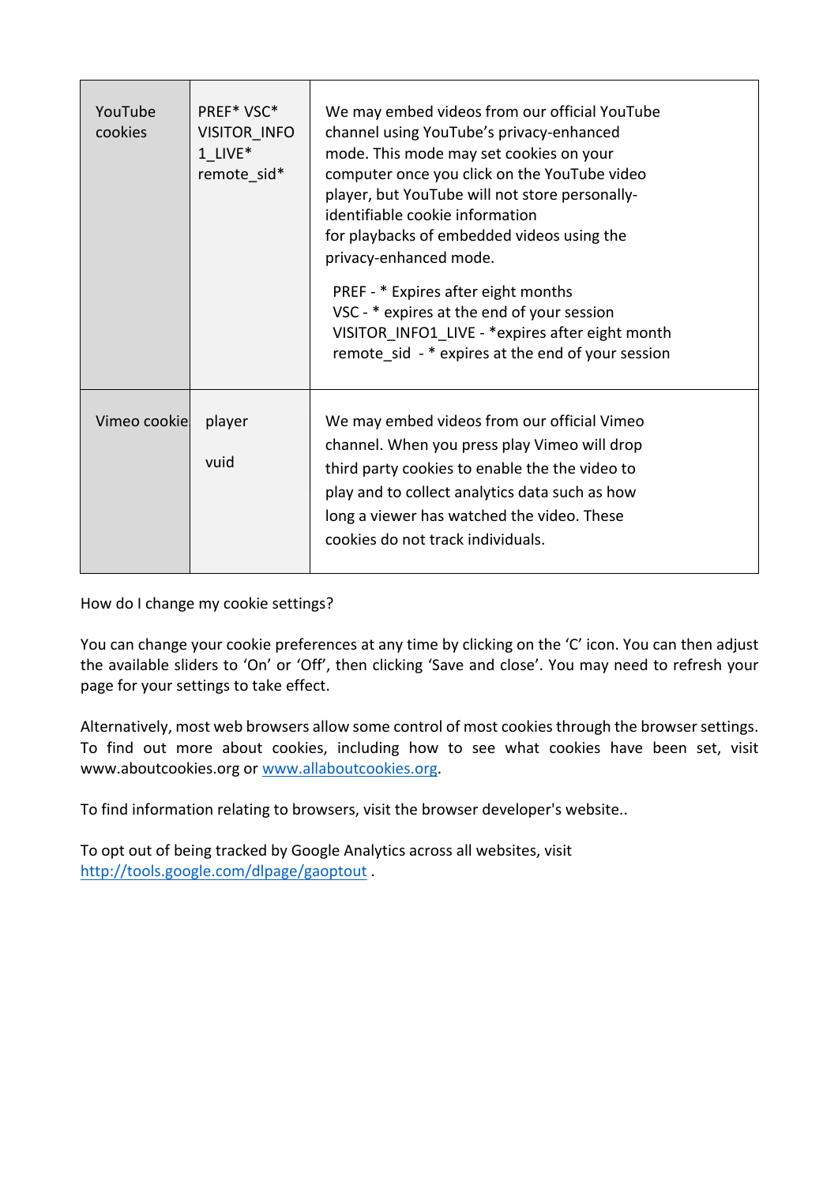| | | |
|---|---|---|
| YouTube cookies | PREF* VSC* VISITOR_INFO1_LIVE* remote_sid* | We may embed videos from our official YouTube channel using YouTube's privacy-enhanced mode. This mode may set cookies on your computer once you click on the YouTube video player, but YouTube will not store personally-identifiable cookie information for playbacks of embedded videos using the privacy-enhanced mode.<br><br>PREF - * Expires after eight months<br>VSC - * expires at the end of your session<br>VISITOR_INFO1_LIVE - *expires after eight month<br>remote_sid - * expires at the end of your session |
| Vimeo cookie | player<br><br>vuid | We may embed videos from our official Vimeo channel. When you press play Vimeo will drop third party cookies to enable the the video to play and to collect analytics data such as how long a viewer has watched the video. These cookies do not track individuals. |

How do I change my cookie settings?

You can change your cookie preferences at any time by clicking on the 'C' icon. You can then adjust the available sliders to 'On' or 'Off', then clicking 'Save and close'. You may need to refresh your page for your settings to take effect.

Alternatively, most web browsers allow some control of most cookies through the browser settings. To find out more about cookies, including how to see what cookies have been set, visit www.aboutcookies.org or www.allaboutcookies.org.

To find information relating to browsers, visit the browser developer's website..

To opt out of being tracked by Google Analytics across all websites, visit http://tools.google.com/dlpage/gaoptout .